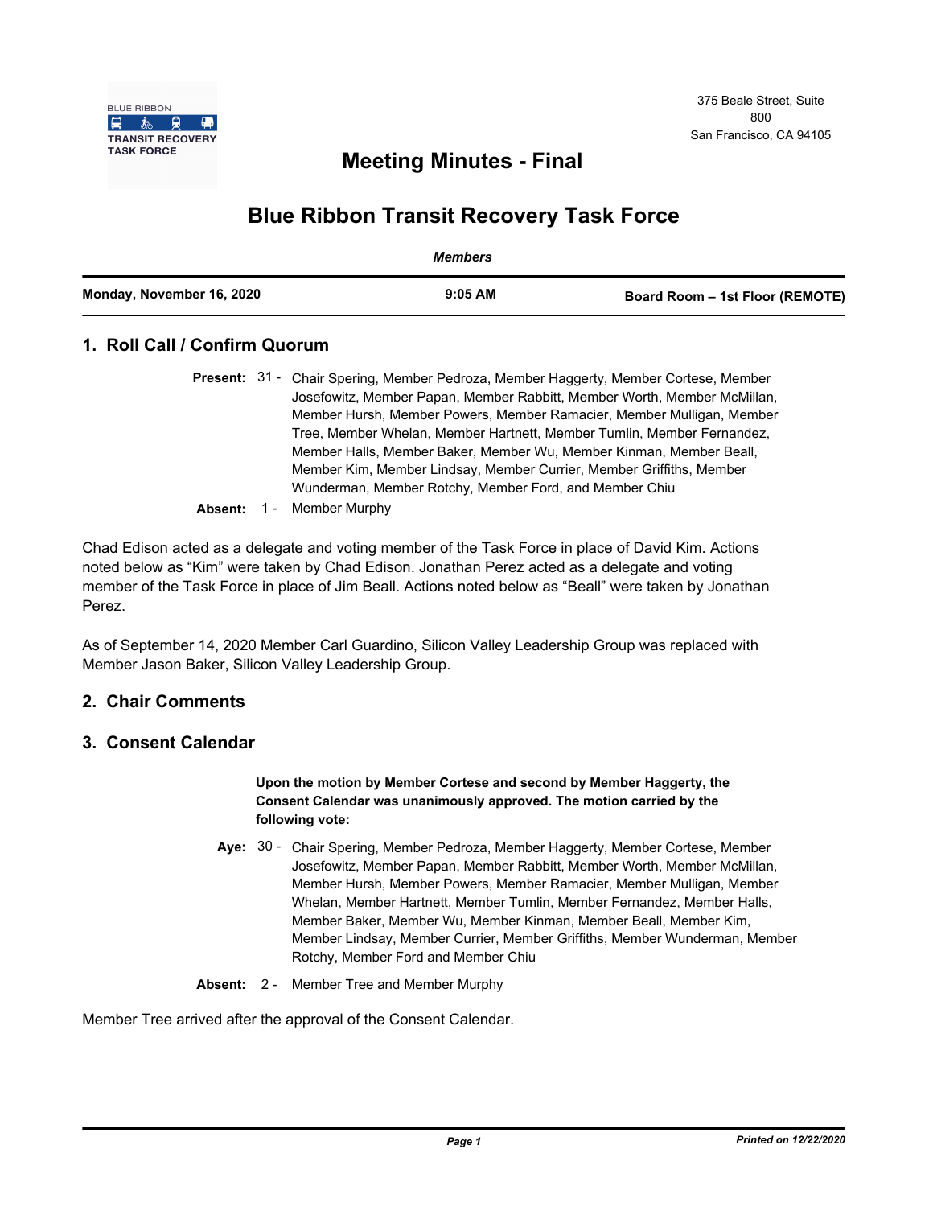BLUE RIBBON TRANSIT RECOVERY TASK FORCE

375 Beale Street, Suite 800
San Francisco, CA 94105

# Meeting Minutes - Final

# Blue Ribbon Transit Recovery Task Force

*Members*

| Monday, November 16, 2020 | 9:05 AM | Board Room – 1st Floor (REMOTE) |
|---|---|---|

## 1. Roll Call / Confirm Quorum

**Present:** 31 - Chair Spering, Member Pedroza, Member Haggerty, Member Cortese, Member Josefowitz, Member Papan, Member Rabbitt, Member Worth, Member McMillan, Member Hursh, Member Powers, Member Ramacier, Member Mulligan, Member Tree, Member Whelan, Member Hartnett, Member Tumlin, Member Fernandez, Member Halls, Member Baker, Member Wu, Member Kinman, Member Beall, Member Kim, Member Lindsay, Member Currier, Member Griffiths, Member Wunderman, Member Rotchy, Member Ford, and Member Chiu

**Absent:** 1 - Member Murphy

Chad Edison acted as a delegate and voting member of the Task Force in place of David Kim. Actions noted below as "Kim" were taken by Chad Edison. Jonathan Perez acted as a delegate and voting member of the Task Force in place of Jim Beall. Actions noted below as "Beall" were taken by Jonathan Perez.

As of September 14, 2020 Member Carl Guardino, Silicon Valley Leadership Group was replaced with Member Jason Baker, Silicon Valley Leadership Group.

## 2. Chair Comments

## 3. Consent Calendar

**Upon the motion by Member Cortese and second by Member Haggerty, the Consent Calendar was unanimously approved. The motion carried by the following vote:**

**Aye:** 30 - Chair Spering, Member Pedroza, Member Haggerty, Member Cortese, Member Josefowitz, Member Papan, Member Rabbitt, Member Worth, Member McMillan, Member Hursh, Member Powers, Member Ramacier, Member Mulligan, Member Whelan, Member Hartnett, Member Tumlin, Member Fernandez, Member Halls, Member Baker, Member Wu, Member Kinman, Member Beall, Member Kim, Member Lindsay, Member Currier, Member Griffiths, Member Wunderman, Member Rotchy, Member Ford and Member Chiu

**Absent:** 2 - Member Tree and Member Murphy

Member Tree arrived after the approval of the Consent Calendar.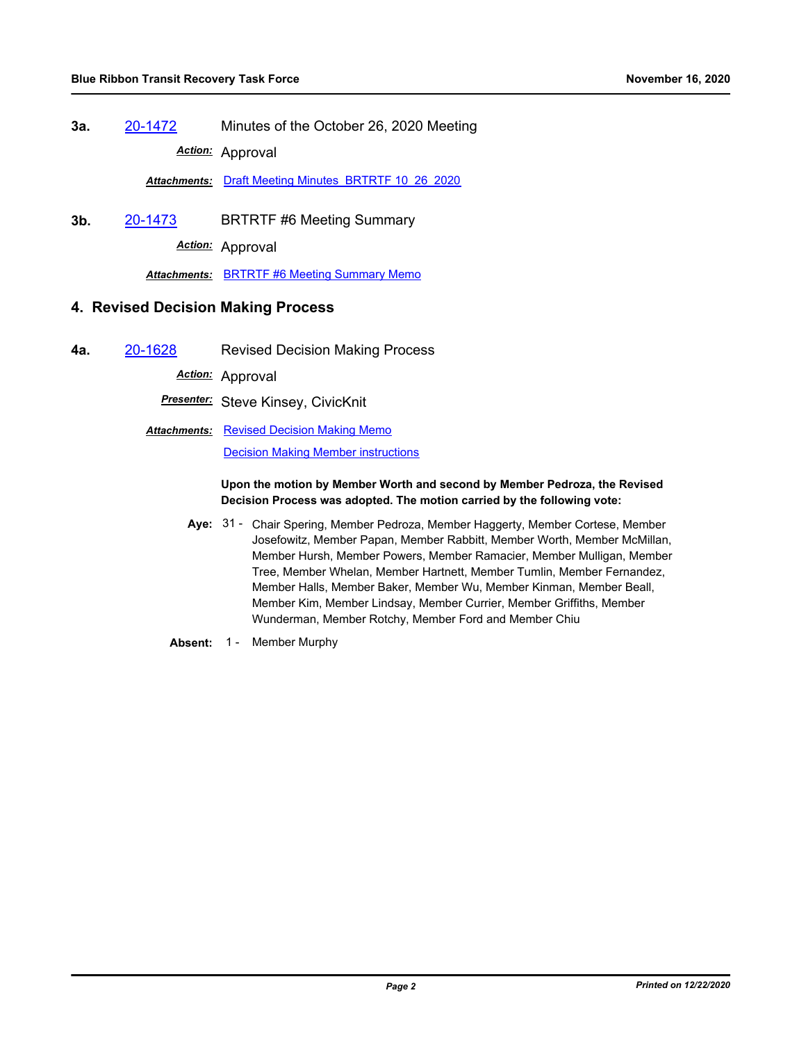**3a.** 20-1472 Minutes of the October 26, 2020 Meeting

***Action:*** Approval

***Attachments:*** Draft Meeting Minutes BRTRTF 10 26 2020

**3b.** 20-1473 BRTRTF #6 Meeting Summary

***Action:*** Approval

***Attachments:*** BRTRTF #6 Meeting Summary Memo

## 4. Revised Decision Making Process

**4a.** 20-1628 Revised Decision Making Process

***Action:*** Approval

***Presenter:*** Steve Kinsey, CivicKnit

***Attachments:*** Revised Decision Making Memo

Decision Making Member instructions

**Upon the motion by Member Worth and second by Member Pedroza, the Revised Decision Process was adopted. The motion carried by the following vote:**

**Aye:** 31 - Chair Spering, Member Pedroza, Member Haggerty, Member Cortese, Member Josefowitz, Member Papan, Member Rabbitt, Member Worth, Member McMillan, Member Hursh, Member Powers, Member Ramacier, Member Mulligan, Member Tree, Member Whelan, Member Hartnett, Member Tumlin, Member Fernandez, Member Halls, Member Baker, Member Wu, Member Kinman, Member Beall, Member Kim, Member Lindsay, Member Currier, Member Griffiths, Member Wunderman, Member Rotchy, Member Ford and Member Chiu

**Absent:** 1 - Member Murphy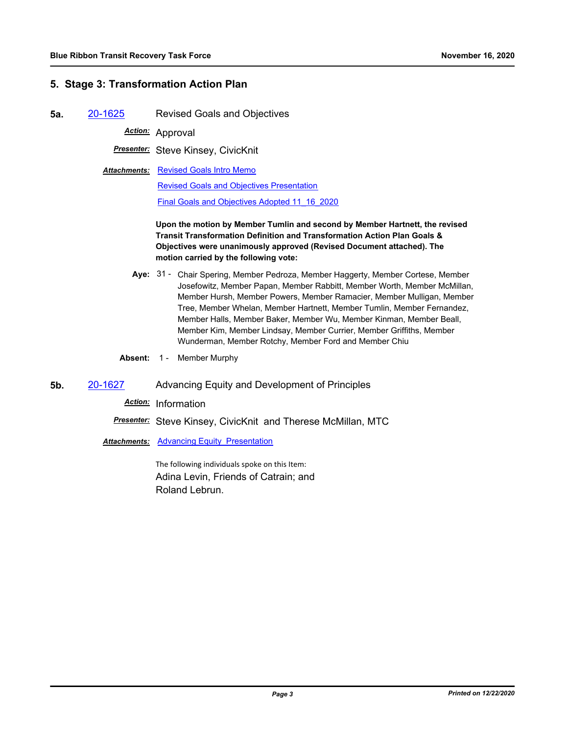## 5. Stage 3: Transformation Action Plan

**5a.** 20-1625 Revised Goals and Objectives

***Action:*** Approval

***Presenter:*** Steve Kinsey, CivicKnit

***Attachments:*** Revised Goals Intro Memo

Revised Goals and Objectives Presentation

Final Goals and Objectives Adopted 11_16_2020

**Upon the motion by Member Tumlin and second by Member Hartnett, the revised Transit Transformation Definition and Transformation Action Plan Goals & Objectives were unanimously approved (Revised Document attached). The motion carried by the following vote:**

**Aye:** 31 - Chair Spering, Member Pedroza, Member Haggerty, Member Cortese, Member Josefowitz, Member Papan, Member Rabbitt, Member Worth, Member McMillan, Member Hursh, Member Powers, Member Ramacier, Member Mulligan, Member Tree, Member Whelan, Member Hartnett, Member Tumlin, Member Fernandez, Member Halls, Member Baker, Member Wu, Member Kinman, Member Beall, Member Kim, Member Lindsay, Member Currier, Member Griffiths, Member Wunderman, Member Rotchy, Member Ford and Member Chiu

**Absent:** 1 - Member Murphy

**5b.** 20-1627 Advancing Equity and Development of Principles

***Action:*** Information

***Presenter:*** Steve Kinsey, CivicKnit and Therese McMillan, MTC

***Attachments:*** Advancing Equity Presentation

The following individuals spoke on this Item:
Adina Levin, Friends of Catrain; and
Roland Lebrun.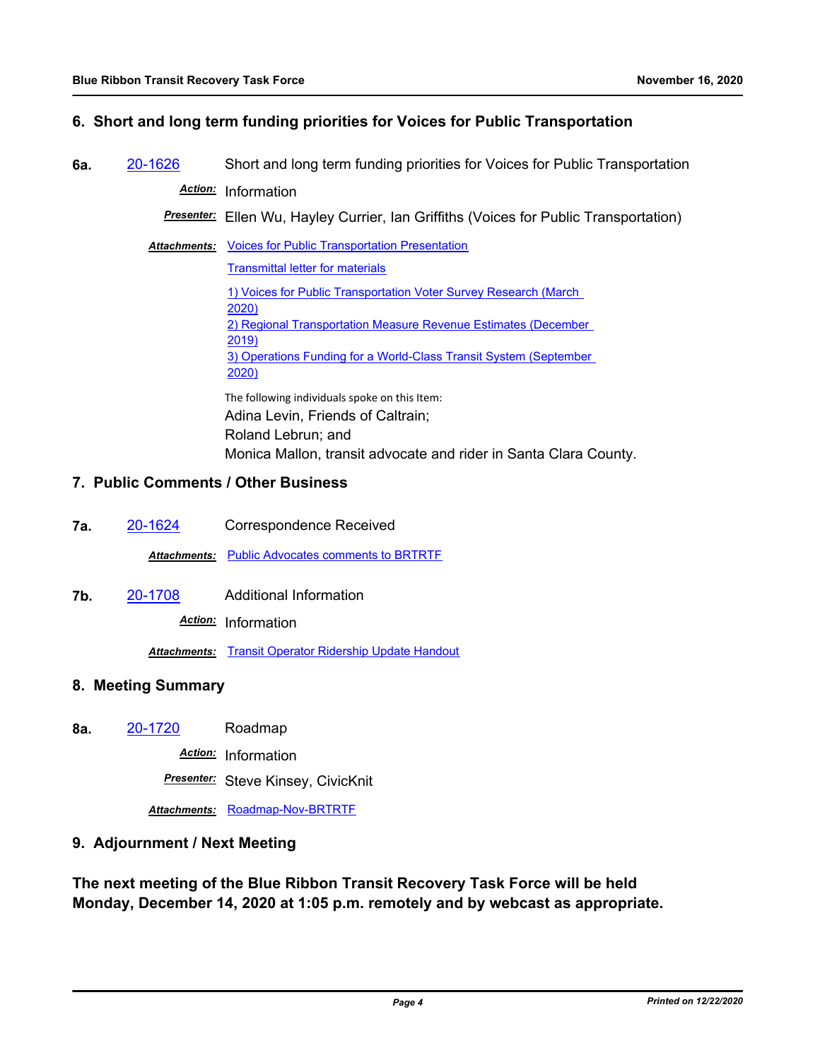## 6. Short and long term funding priorities for Voices for Public Transportation

**6a.** 20-1626 Short and long term funding priorities for Voices for Public Transportation

***Action:*** Information

***Presenter:*** Ellen Wu, Hayley Currier, Ian Griffiths (Voices for Public Transportation)

***Attachments:*** Voices for Public Transportation Presentation

Transmittal letter for materials

1) Voices for Public Transportation Voter Survey Research (March 2020)
2) Regional Transportation Measure Revenue Estimates (December 2019)
3) Operations Funding for a World-Class Transit System (September 2020)

The following individuals spoke on this Item:
Adina Levin, Friends of Caltrain;
Roland Lebrun; and
Monica Mallon, transit advocate and rider in Santa Clara County.

## 7. Public Comments / Other Business

**7a.** 20-1624 Correspondence Received

***Attachments:*** Public Advocates comments to BRTRTF

**7b.** 20-1708 Additional Information

***Action:*** Information

***Attachments:*** Transit Operator Ridership Update Handout

## 8. Meeting Summary

**8a.** 20-1720 Roadmap

***Action:*** Information

***Presenter:*** Steve Kinsey, CivicKnit

***Attachments:*** Roadmap-Nov-BRTRTF

## 9. Adjournment / Next Meeting

**The next meeting of the Blue Ribbon Transit Recovery Task Force will be held Monday, December 14, 2020 at 1:05 p.m. remotely and by webcast as appropriate.**